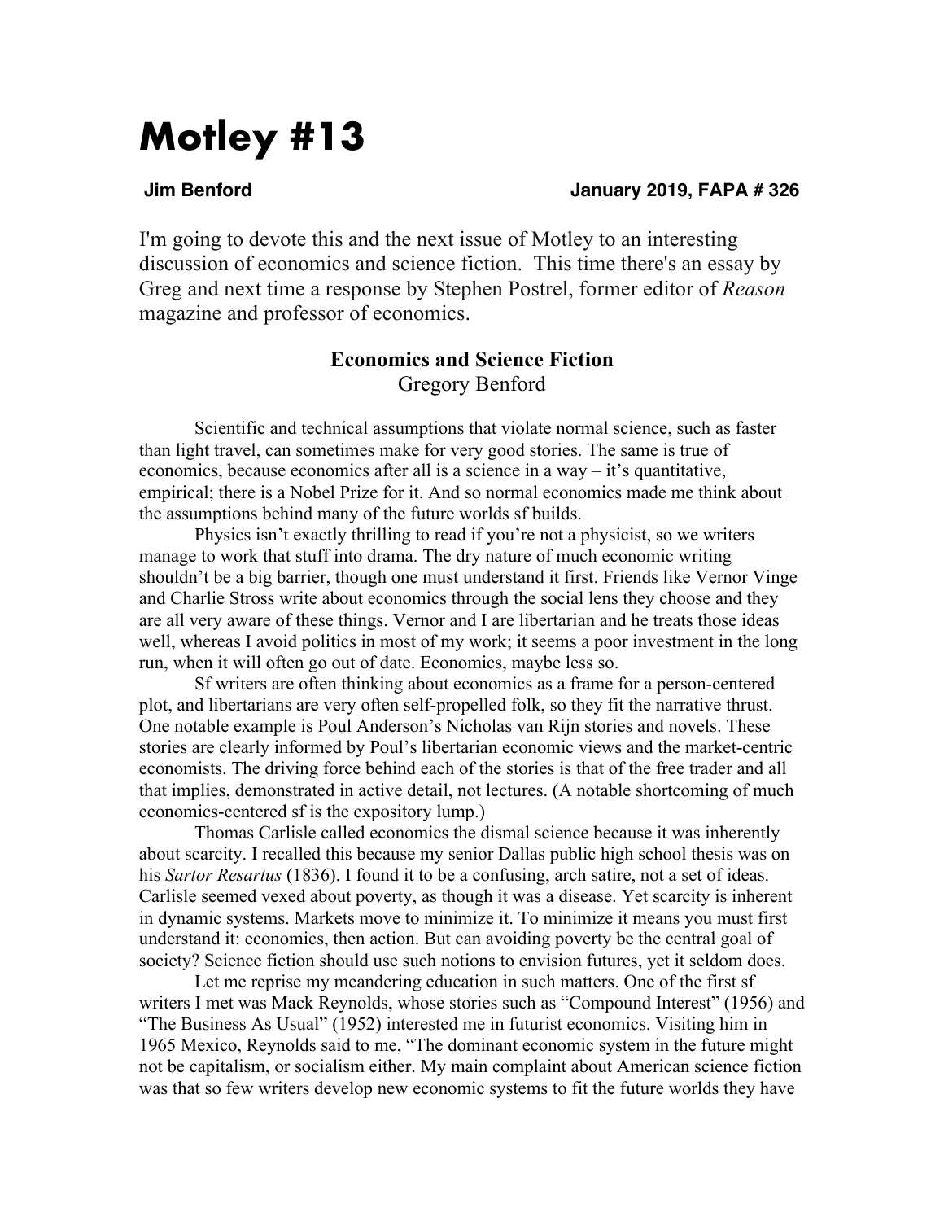# Motley #13

**Jim Benford** **January 2019, FAPA # 326**

I'm going to devote this and the next issue of Motley to an interesting discussion of economics and science fiction. This time there's an essay by Greg and next time a response by Stephen Postrel, former editor of *Reason* magazine and professor of economics.

## Economics and Science Fiction

Gregory Benford

Scientific and technical assumptions that violate normal science, such as faster than light travel, can sometimes make for very good stories. The same is true of economics, because economics after all is a science in a way – it's quantitative, empirical; there is a Nobel Prize for it. And so normal economics made me think about the assumptions behind many of the future worlds sf builds.

Physics isn't exactly thrilling to read if you're not a physicist, so we writers manage to work that stuff into drama. The dry nature of much economic writing shouldn't be a big barrier, though one must understand it first. Friends like Vernor Vinge and Charlie Stross write about economics through the social lens they choose and they are all very aware of these things. Vernor and I are libertarian and he treats those ideas well, whereas I avoid politics in most of my work; it seems a poor investment in the long run, when it will often go out of date. Economics, maybe less so.

Sf writers are often thinking about economics as a frame for a person-centered plot, and libertarians are very often self-propelled folk, so they fit the narrative thrust. One notable example is Poul Anderson's Nicholas van Rijn stories and novels. These stories are clearly informed by Poul's libertarian economic views and the market-centric economists. The driving force behind each of the stories is that of the free trader and all that implies, demonstrated in active detail, not lectures. (A notable shortcoming of much economics-centered sf is the expository lump.)

Thomas Carlisle called economics the dismal science because it was inherently about scarcity. I recalled this because my senior Dallas public high school thesis was on his *Sartor Resartus* (1836). I found it to be a confusing, arch satire, not a set of ideas. Carlisle seemed vexed about poverty, as though it was a disease. Yet scarcity is inherent in dynamic systems. Markets move to minimize it. To minimize it means you must first understand it: economics, then action. But can avoiding poverty be the central goal of society? Science fiction should use such notions to envision futures, yet it seldom does.

Let me reprise my meandering education in such matters. One of the first sf writers I met was Mack Reynolds, whose stories such as "Compound Interest" (1956) and "The Business As Usual" (1952) interested me in futurist economics. Visiting him in 1965 Mexico, Reynolds said to me, "The dominant economic system in the future might not be capitalism, or socialism either. My main complaint about American science fiction was that so few writers develop new economic systems to fit the future worlds they have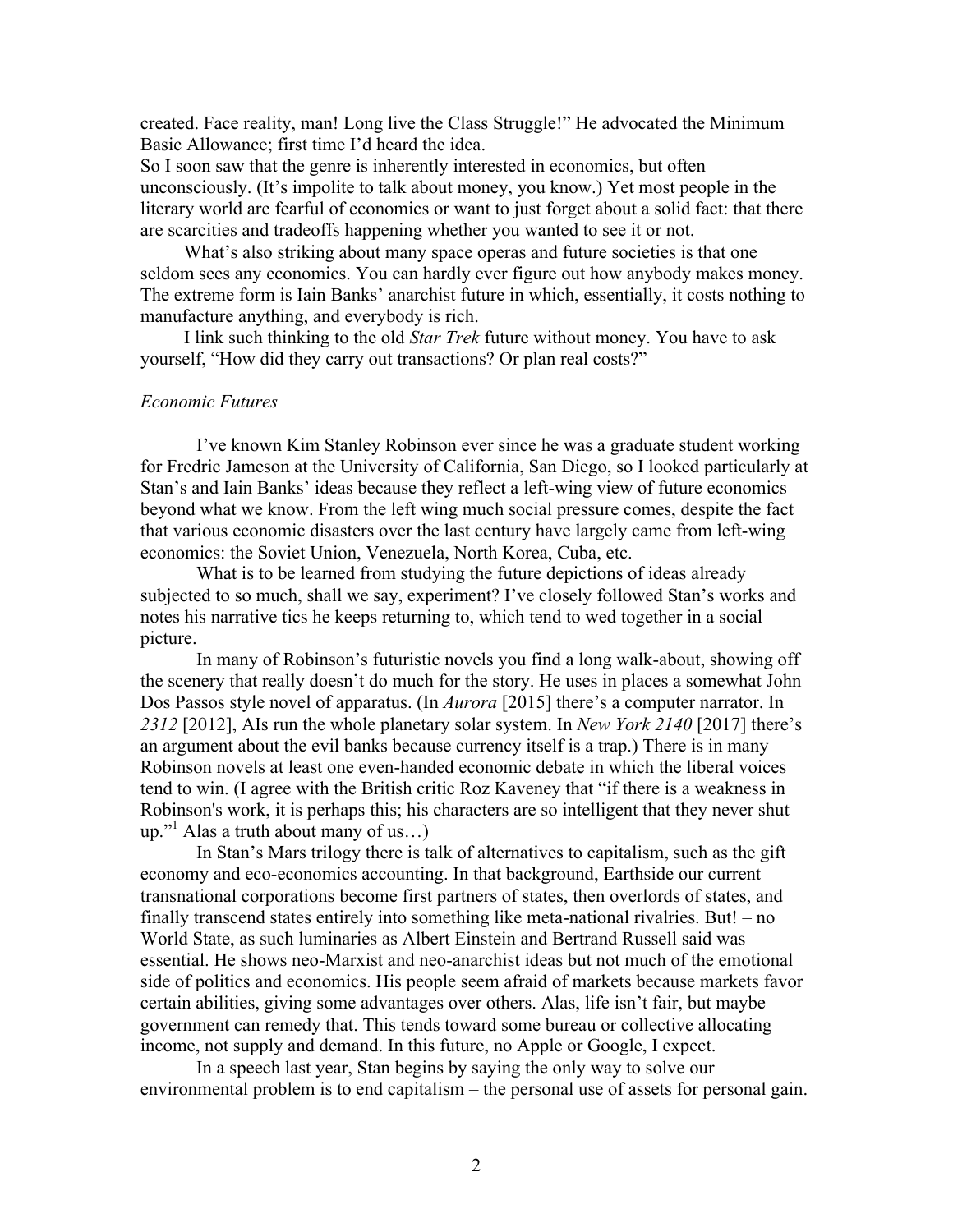created. Face reality, man! Long live the Class Struggle!" He advocated the Minimum Basic Allowance; first time I'd heard the idea.

So I soon saw that the genre is inherently interested in economics, but often unconsciously. (It's impolite to talk about money, you know.) Yet most people in the literary world are fearful of economics or want to just forget about a solid fact: that there are scarcities and tradeoffs happening whether you wanted to see it or not.

What's also striking about many space operas and future societies is that one seldom sees any economics. You can hardly ever figure out how anybody makes money. The extreme form is Iain Banks' anarchist future in which, essentially, it costs nothing to manufacture anything, and everybody is rich.

I link such thinking to the old *Star Trek* future without money. You have to ask yourself, "How did they carry out transactions? Or plan real costs?"

*Economic Futures*

I've known Kim Stanley Robinson ever since he was a graduate student working for Fredric Jameson at the University of California, San Diego, so I looked particularly at Stan's and Iain Banks' ideas because they reflect a left-wing view of future economics beyond what we know. From the left wing much social pressure comes, despite the fact that various economic disasters over the last century have largely came from left-wing economics: the Soviet Union, Venezuela, North Korea, Cuba, etc.

What is to be learned from studying the future depictions of ideas already subjected to so much, shall we say, experiment? I've closely followed Stan's works and notes his narrative tics he keeps returning to, which tend to wed together in a social picture.

In many of Robinson's futuristic novels you find a long walk-about, showing off the scenery that really doesn't do much for the story. He uses in places a somewhat John Dos Passos style novel of apparatus. (In *Aurora* [2015] there's a computer narrator. In *2312* [2012], AIs run the whole planetary solar system. In *New York 2140* [2017] there's an argument about the evil banks because currency itself is a trap.) There is in many Robinson novels at least one even-handed economic debate in which the liberal voices tend to win. (I agree with the British critic Roz Kaveney that "if there is a weakness in Robinson's work, it is perhaps this; his characters are so intelligent that they never shut up."[1] Alas a truth about many of us…)

In Stan's Mars trilogy there is talk of alternatives to capitalism, such as the gift economy and eco-economics accounting. In that background, Earthside our current transnational corporations become first partners of states, then overlords of states, and finally transcend states entirely into something like meta-national rivalries. But! – no World State, as such luminaries as Albert Einstein and Bertrand Russell said was essential. He shows neo-Marxist and neo-anarchist ideas but not much of the emotional side of politics and economics. His people seem afraid of markets because markets favor certain abilities, giving some advantages over others. Alas, life isn't fair, but maybe government can remedy that. This tends toward some bureau or collective allocating income, not supply and demand. In this future, no Apple or Google, I expect.

In a speech last year, Stan begins by saying the only way to solve our environmental problem is to end capitalism – the personal use of assets for personal gain.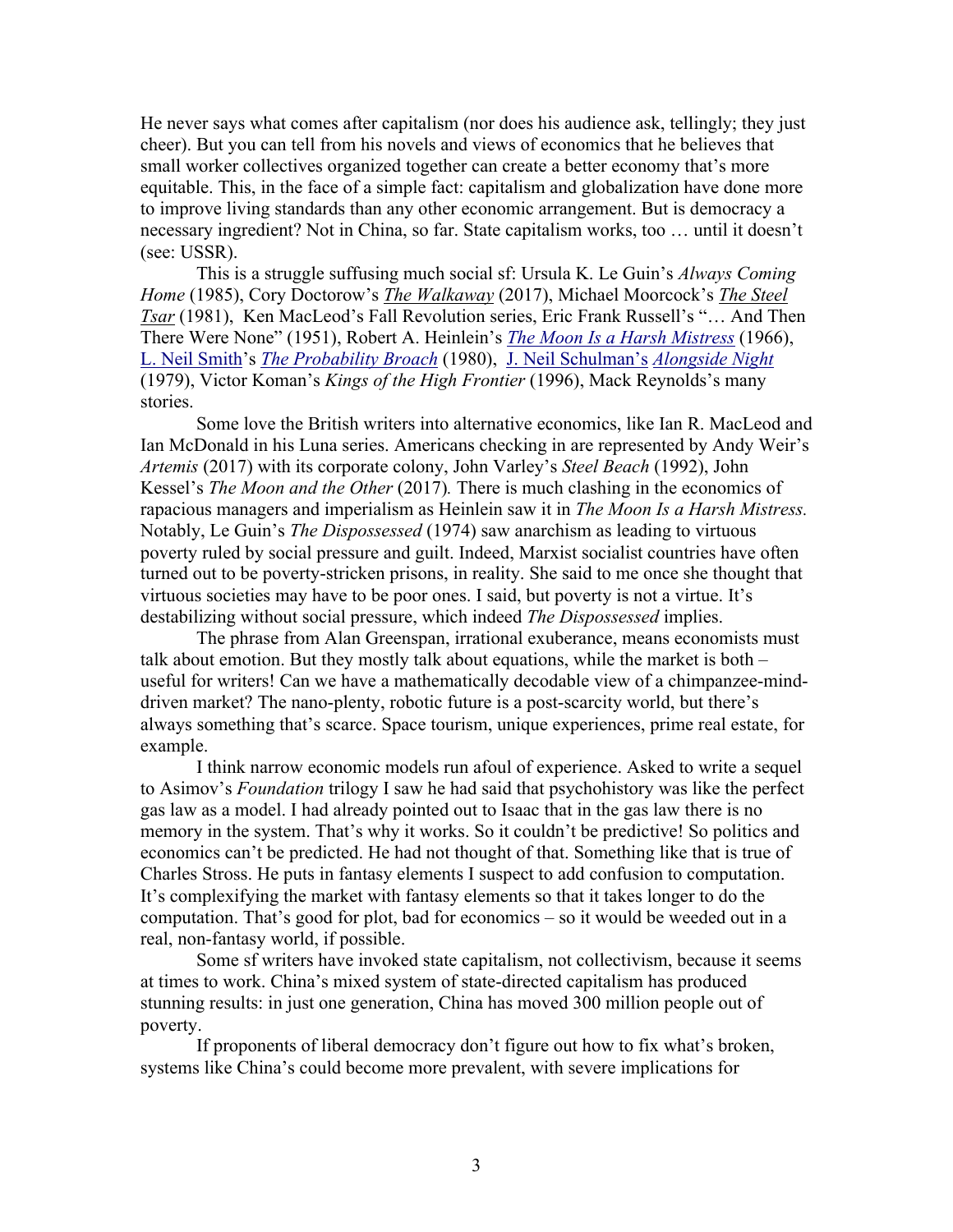He never says what comes after capitalism (nor does his audience ask, tellingly; they just cheer). But you can tell from his novels and views of economics that he believes that small worker collectives organized together can create a better economy that's more equitable. This, in the face of a simple fact: capitalism and globalization have done more to improve living standards than any other economic arrangement. But is democracy a necessary ingredient? Not in China, so far. State capitalism works, too … until it doesn't (see: USSR).

This is a struggle suffusing much social sf: Ursula K. Le Guin's *Always Coming Home* (1985), Cory Doctorow's *The Walkaway* (2017), Michael Moorcock's *The Steel Tsar* (1981), Ken MacLeod's Fall Revolution series, Eric Frank Russell's "… And Then There Were None" (1951), Robert A. Heinlein's *The Moon Is a Harsh Mistress* (1966), L. Neil Smith's *The Probability Broach* (1980), J. Neil Schulman's *Alongside Night* (1979), Victor Koman's *Kings of the High Frontier* (1996), Mack Reynolds's many stories.

Some love the British writers into alternative economics, like Ian R. MacLeod and Ian McDonald in his Luna series. Americans checking in are represented by Andy Weir's *Artemis* (2017) with its corporate colony, John Varley's *Steel Beach* (1992), John Kessel's *The Moon and the Other* (2017). There is much clashing in the economics of rapacious managers and imperialism as Heinlein saw it in *The Moon Is a Harsh Mistress.* Notably, Le Guin's *The Dispossessed* (1974) saw anarchism as leading to virtuous poverty ruled by social pressure and guilt. Indeed, Marxist socialist countries have often turned out to be poverty-stricken prisons, in reality. She said to me once she thought that virtuous societies may have to be poor ones. I said, but poverty is not a virtue. It's destabilizing without social pressure, which indeed *The Dispossessed* implies.

The phrase from Alan Greenspan, irrational exuberance, means economists must talk about emotion. But they mostly talk about equations, while the market is both – useful for writers! Can we have a mathematically decodable view of a chimpanzee-mind-driven market? The nano-plenty, robotic future is a post-scarcity world, but there's always something that's scarce. Space tourism, unique experiences, prime real estate, for example.

I think narrow economic models run afoul of experience. Asked to write a sequel to Asimov's *Foundation* trilogy I saw he had said that psychohistory was like the perfect gas law as a model. I had already pointed out to Isaac that in the gas law there is no memory in the system. That's why it works. So it couldn't be predictive! So politics and economics can't be predicted. He had not thought of that. Something like that is true of Charles Stross. He puts in fantasy elements I suspect to add confusion to computation. It's complexifying the market with fantasy elements so that it takes longer to do the computation. That's good for plot, bad for economics – so it would be weeded out in a real, non-fantasy world, if possible.

Some sf writers have invoked state capitalism, not collectivism, because it seems at times to work. China's mixed system of state-directed capitalism has produced stunning results: in just one generation, China has moved 300 million people out of poverty.

If proponents of liberal democracy don't figure out how to fix what's broken, systems like China's could become more prevalent, with severe implications for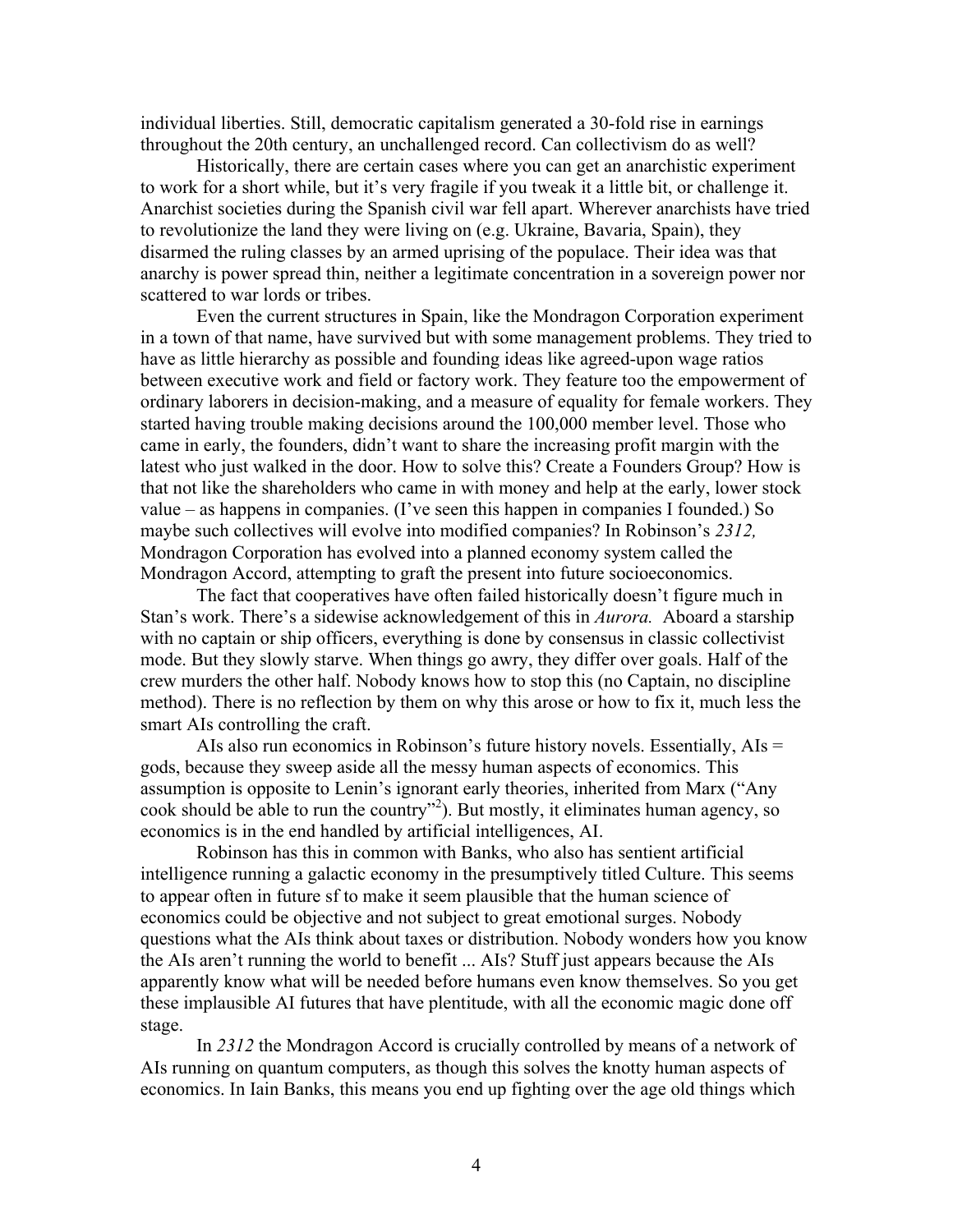individual liberties. Still, democratic capitalism generated a 30-fold rise in earnings throughout the 20th century, an unchallenged record. Can collectivism do as well?

Historically, there are certain cases where you can get an anarchistic experiment to work for a short while, but it's very fragile if you tweak it a little bit, or challenge it. Anarchist societies during the Spanish civil war fell apart. Wherever anarchists have tried to revolutionize the land they were living on (e.g. Ukraine, Bavaria, Spain), they disarmed the ruling classes by an armed uprising of the populace. Their idea was that anarchy is power spread thin, neither a legitimate concentration in a sovereign power nor scattered to war lords or tribes.

Even the current structures in Spain, like the Mondragon Corporation experiment in a town of that name, have survived but with some management problems. They tried to have as little hierarchy as possible and founding ideas like agreed-upon wage ratios between executive work and field or factory work. They feature too the empowerment of ordinary laborers in decision-making, and a measure of equality for female workers. They started having trouble making decisions around the 100,000 member level. Those who came in early, the founders, didn't want to share the increasing profit margin with the latest who just walked in the door. How to solve this? Create a Founders Group? How is that not like the shareholders who came in with money and help at the early, lower stock value – as happens in companies. (I've seen this happen in companies I founded.) So maybe such collectives will evolve into modified companies? In Robinson's *2312,* Mondragon Corporation has evolved into a planned economy system called the Mondragon Accord, attempting to graft the present into future socioeconomics.

The fact that cooperatives have often failed historically doesn't figure much in Stan's work. There's a sidewise acknowledgement of this in *Aurora.* Aboard a starship with no captain or ship officers, everything is done by consensus in classic collectivist mode. But they slowly starve. When things go awry, they differ over goals. Half of the crew murders the other half. Nobody knows how to stop this (no Captain, no discipline method). There is no reflection by them on why this arose or how to fix it, much less the smart AIs controlling the craft.

AIs also run economics in Robinson's future history novels. Essentially, AIs = gods, because they sweep aside all the messy human aspects of economics. This assumption is opposite to Lenin's ignorant early theories, inherited from Marx ("Any cook should be able to run the country"[2]). But mostly, it eliminates human agency, so economics is in the end handled by artificial intelligences, AI.

Robinson has this in common with Banks, who also has sentient artificial intelligence running a galactic economy in the presumptively titled Culture. This seems to appear often in future sf to make it seem plausible that the human science of economics could be objective and not subject to great emotional surges. Nobody questions what the AIs think about taxes or distribution. Nobody wonders how you know the AIs aren't running the world to benefit ... AIs? Stuff just appears because the AIs apparently know what will be needed before humans even know themselves. So you get these implausible AI futures that have plentitude, with all the economic magic done off stage.

In *2312* the Mondragon Accord is crucially controlled by means of a network of AIs running on quantum computers, as though this solves the knotty human aspects of economics. In Iain Banks, this means you end up fighting over the age old things which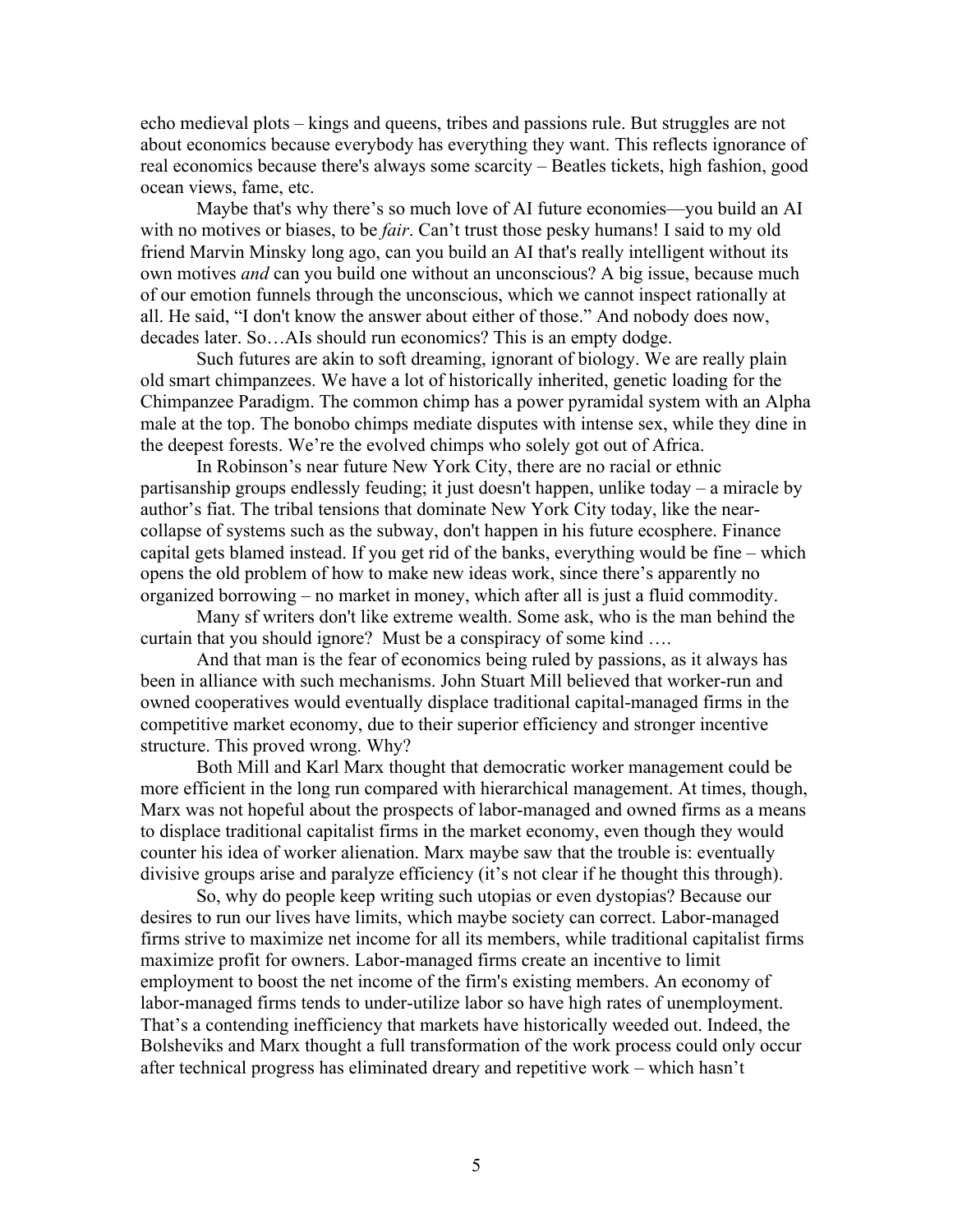echo medieval plots – kings and queens, tribes and passions rule. But struggles are not about economics because everybody has everything they want. This reflects ignorance of real economics because there's always some scarcity – Beatles tickets, high fashion, good ocean views, fame, etc.

Maybe that's why there's so much love of AI future economies—you build an AI with no motives or biases, to be *fair*. Can't trust those pesky humans! I said to my old friend Marvin Minsky long ago, can you build an AI that's really intelligent without its own motives *and* can you build one without an unconscious? A big issue, because much of our emotion funnels through the unconscious, which we cannot inspect rationally at all. He said, "I don't know the answer about either of those." And nobody does now, decades later. So…AIs should run economics? This is an empty dodge.

Such futures are akin to soft dreaming, ignorant of biology. We are really plain old smart chimpanzees. We have a lot of historically inherited, genetic loading for the Chimpanzee Paradigm. The common chimp has a power pyramidal system with an Alpha male at the top. The bonobo chimps mediate disputes with intense sex, while they dine in the deepest forests. We're the evolved chimps who solely got out of Africa.

In Robinson's near future New York City, there are no racial or ethnic partisanship groups endlessly feuding; it just doesn't happen, unlike today – a miracle by author's fiat. The tribal tensions that dominate New York City today, like the near-collapse of systems such as the subway, don't happen in his future ecosphere. Finance capital gets blamed instead. If you get rid of the banks, everything would be fine – which opens the old problem of how to make new ideas work, since there's apparently no organized borrowing – no market in money, which after all is just a fluid commodity.

Many sf writers don't like extreme wealth. Some ask, who is the man behind the curtain that you should ignore? Must be a conspiracy of some kind ….

And that man is the fear of economics being ruled by passions, as it always has been in alliance with such mechanisms. John Stuart Mill believed that worker-run and owned cooperatives would eventually displace traditional capital-managed firms in the competitive market economy, due to their superior efficiency and stronger incentive structure. This proved wrong. Why?

Both Mill and Karl Marx thought that democratic worker management could be more efficient in the long run compared with hierarchical management. At times, though, Marx was not hopeful about the prospects of labor-managed and owned firms as a means to displace traditional capitalist firms in the market economy, even though they would counter his idea of worker alienation. Marx maybe saw that the trouble is: eventually divisive groups arise and paralyze efficiency (it's not clear if he thought this through).

So, why do people keep writing such utopias or even dystopias? Because our desires to run our lives have limits, which maybe society can correct. Labor-managed firms strive to maximize net income for all its members, while traditional capitalist firms maximize profit for owners. Labor-managed firms create an incentive to limit employment to boost the net income of the firm's existing members. An economy of labor-managed firms tends to under-utilize labor so have high rates of unemployment. That's a contending inefficiency that markets have historically weeded out. Indeed, the Bolsheviks and Marx thought a full transformation of the work process could only occur after technical progress has eliminated dreary and repetitive work – which hasn't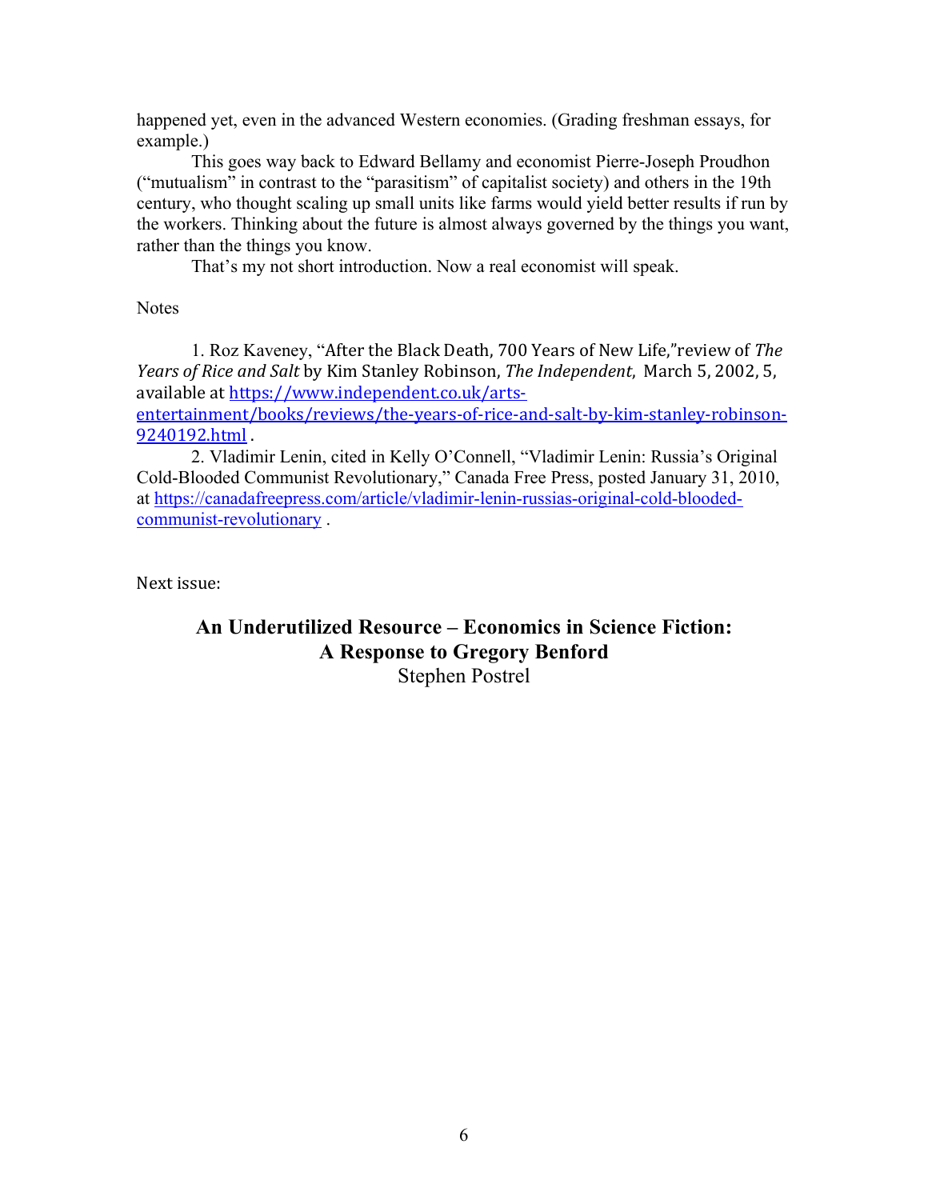happened yet, even in the advanced Western economies. (Grading freshman essays, for example.)

This goes way back to Edward Bellamy and economist Pierre-Joseph Proudhon ("mutualism" in contrast to the "parasitism" of capitalist society) and others in the 19th century, who thought scaling up small units like farms would yield better results if run by the workers. Thinking about the future is almost always governed by the things you want, rather than the things you know.

That's my not short introduction. Now a real economist will speak.

Notes

1. Roz Kaveney, "After the Black Death, 700 Years of New Life,"review of *The Years of Rice and Salt* by Kim Stanley Robinson, *The Independent*, March 5, 2002, 5, available at https://www.independent.co.uk/arts-entertainment/books/reviews/the-years-of-rice-and-salt-by-kim-stanley-robinson-9240192.html .

2. Vladimir Lenin, cited in Kelly O'Connell, "Vladimir Lenin: Russia's Original Cold-Blooded Communist Revolutionary," Canada Free Press, posted January 31, 2010, at https://canadafreepress.com/article/vladimir-lenin-russias-original-cold-blooded-communist-revolutionary .

Next issue:

**An Underutilized Resource – Economics in Science Fiction: A Response to Gregory Benford**
Stephen Postrel